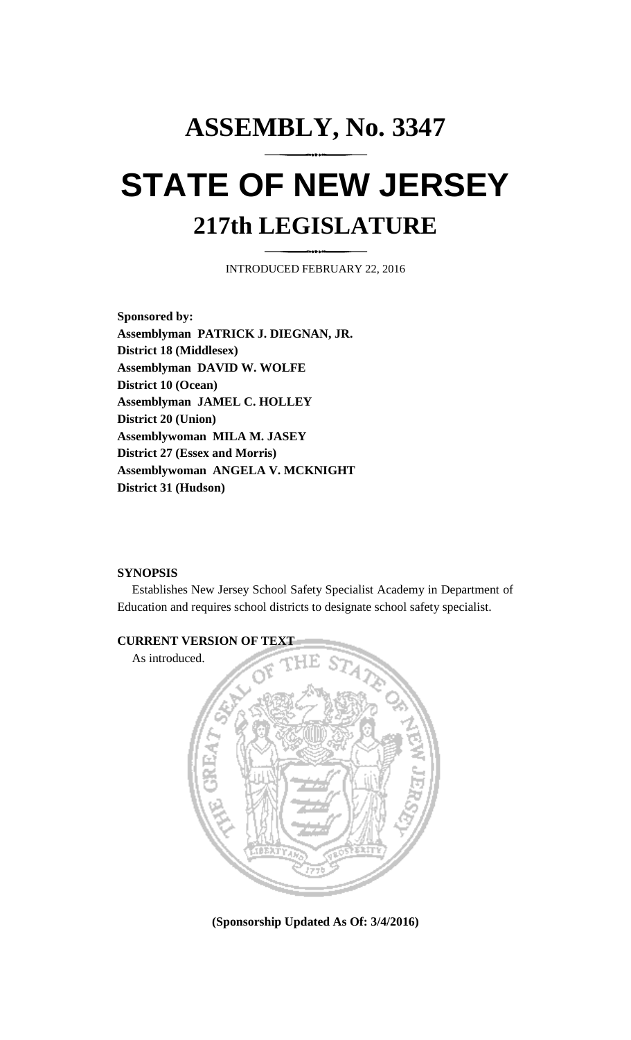# ASSEMBLY, No. 3347

# STATE OF NEW JERSEY

## 217th LEGISLATURE

INTRODUCED FEBRUARY 22, 2016

**Sponsored by:**
**Assemblyman PATRICK J. DIEGNAN, JR.**
**District 18 (Middlesex)**
**Assemblyman DAVID W. WOLFE**
**District 10 (Ocean)**
**Assemblyman JAMEL C. HOLLEY**
**District 20 (Union)**
**Assemblywoman MILA M. JASEY**
**District 27 (Essex and Morris)**
**Assemblywoman ANGELA V. MCKNIGHT**
**District 31 (Hudson)**

**SYNOPSIS**

Establishes New Jersey School Safety Specialist Academy in Department of Education and requires school districts to designate school safety specialist.

**CURRENT VERSION OF TEXT**

As introduced.

**(Sponsorship Updated As Of: 3/4/2016)**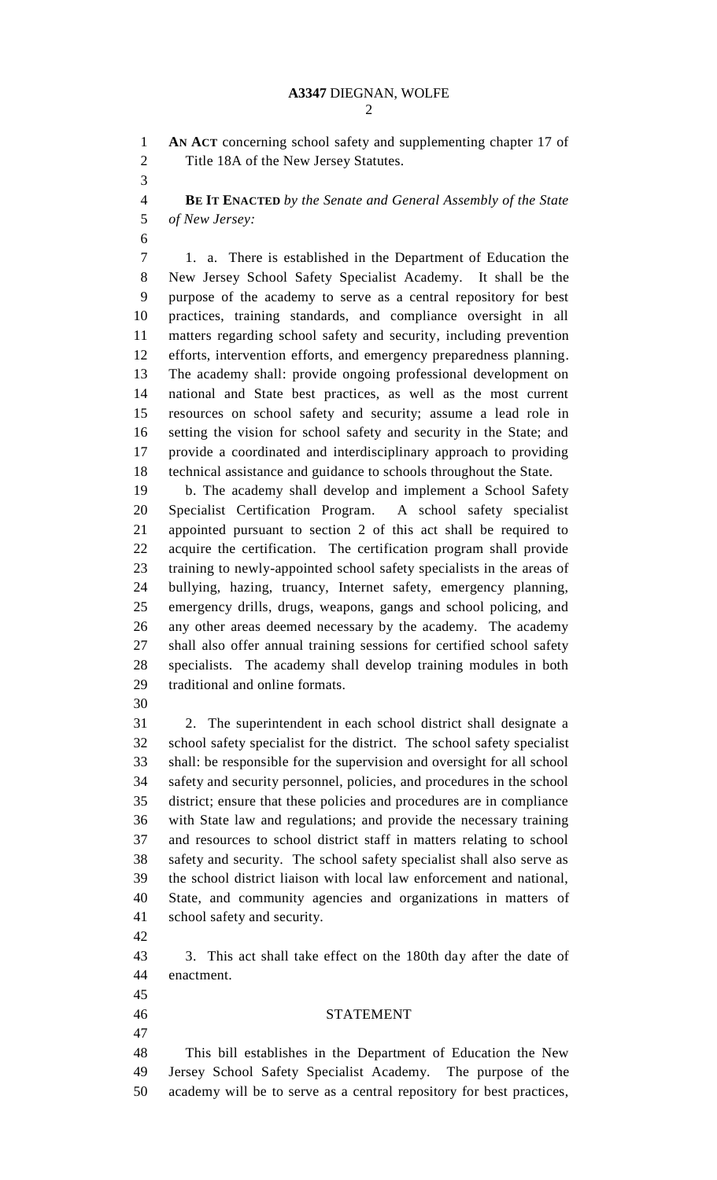**AN ACT** concerning school safety and supplementing chapter 17 of Title 18A of the New Jersey Statutes.

**BE IT ENACTED** *by the Senate and General Assembly of the State of New Jersey:*

1. a. There is established in the Department of Education the New Jersey School Safety Specialist Academy. It shall be the purpose of the academy to serve as a central repository for best practices, training standards, and compliance oversight in all matters regarding school safety and security, including prevention efforts, intervention efforts, and emergency preparedness planning. The academy shall: provide ongoing professional development on national and State best practices, as well as the most current resources on school safety and security; assume a lead role in setting the vision for school safety and security in the State; and provide a coordinated and interdisciplinary approach to providing technical assistance and guidance to schools throughout the State.

b. The academy shall develop and implement a School Safety Specialist Certification Program. A school safety specialist appointed pursuant to section 2 of this act shall be required to acquire the certification. The certification program shall provide training to newly-appointed school safety specialists in the areas of bullying, hazing, truancy, Internet safety, emergency planning, emergency drills, drugs, weapons, gangs and school policing, and any other areas deemed necessary by the academy. The academy shall also offer annual training sessions for certified school safety specialists. The academy shall develop training modules in both traditional and online formats.

2. The superintendent in each school district shall designate a school safety specialist for the district. The school safety specialist shall: be responsible for the supervision and oversight for all school safety and security personnel, policies, and procedures in the school district; ensure that these policies and procedures are in compliance with State law and regulations; and provide the necessary training and resources to school district staff in matters relating to school safety and security. The school safety specialist shall also serve as the school district liaison with local law enforcement and national, State, and community agencies and organizations in matters of school safety and security.

3. This act shall take effect on the 180th day after the date of enactment.

## STATEMENT

This bill establishes in the Department of Education the New Jersey School Safety Specialist Academy. The purpose of the academy will be to serve as a central repository for best practices,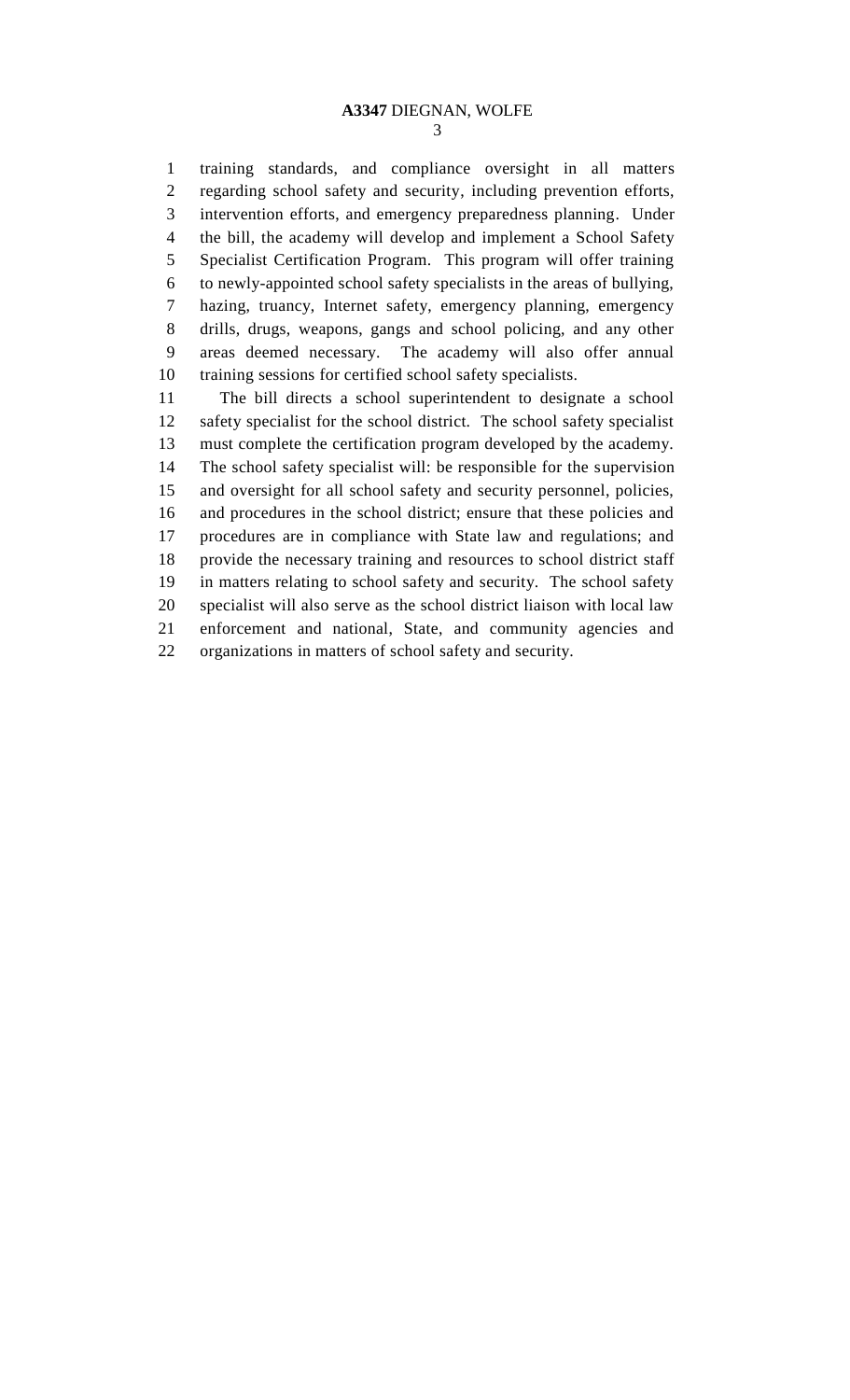training standards, and compliance oversight in all matters regarding school safety and security, including prevention efforts, intervention efforts, and emergency preparedness planning. Under the bill, the academy will develop and implement a School Safety Specialist Certification Program. This program will offer training to newly-appointed school safety specialists in the areas of bullying, hazing, truancy, Internet safety, emergency planning, emergency drills, drugs, weapons, gangs and school policing, and any other areas deemed necessary. The academy will also offer annual training sessions for certified school safety specialists.

The bill directs a school superintendent to designate a school safety specialist for the school district. The school safety specialist must complete the certification program developed by the academy. The school safety specialist will: be responsible for the supervision and oversight for all school safety and security personnel, policies, and procedures in the school district; ensure that these policies and procedures are in compliance with State law and regulations; and provide the necessary training and resources to school district staff in matters relating to school safety and security. The school safety specialist will also serve as the school district liaison with local law enforcement and national, State, and community agencies and organizations in matters of school safety and security.